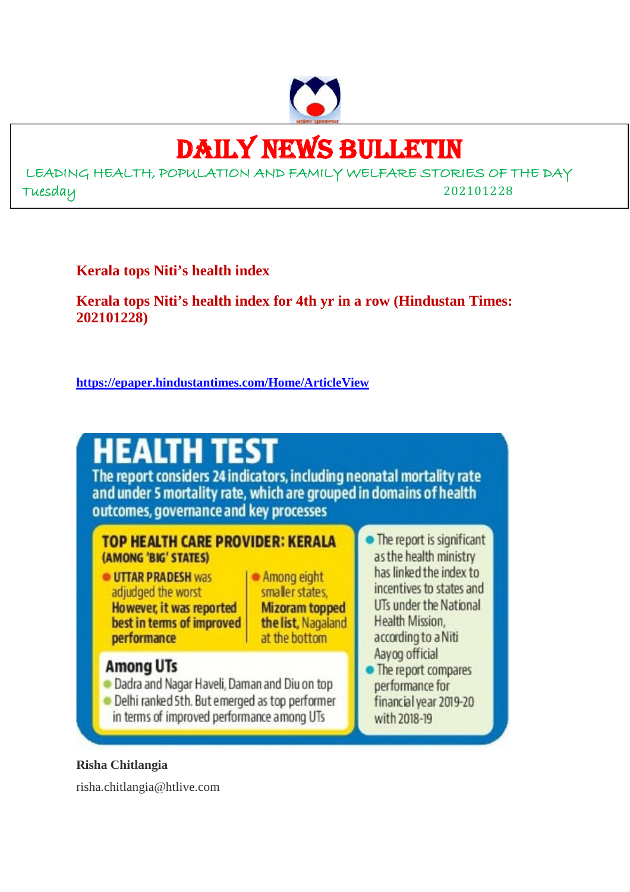# DAILY NEWS BULLETIN

LEADING HEALTH, POPULATION AND FAMILY WELFARE STORIES OF THE DAY

Tuesday 202101228

## Kerala tops Niti's health index

## Kerala tops Niti's health index for 4th yr in a row (Hindustan Times: 202101228)

https://epaper.hindustantimes.com/Home/ArticleView

**HEALTH TEST**

The report considers 24 indicators, including neonatal mortality rate and under 5 mortality rate, which are grouped in domains of health outcomes, governance and key processes

**TOP HEALTH CARE PROVIDER: KERALA (AMONG 'BIG' STATES)**

- **UTTAR PRADESH** was adjudged the worst. **However, it was reported best in terms of improved performance**
- Among eight smaller states, **Mizoram topped the list,** Nagaland at the bottom

**Among UTs**

- Dadra and Nagar Haveli, Daman and Diu on top
- Delhi ranked 5th. But emerged as top performer in terms of improved performance among UTs

- The report is significant as the health ministry has linked the index to incentives to states and UTs under the National Health Mission, according to a Niti Aayog official
- The report compares performance for financial year 2019-20 with 2018-19

**Risha Chitlangia**

risha.chitlangia@htlive.com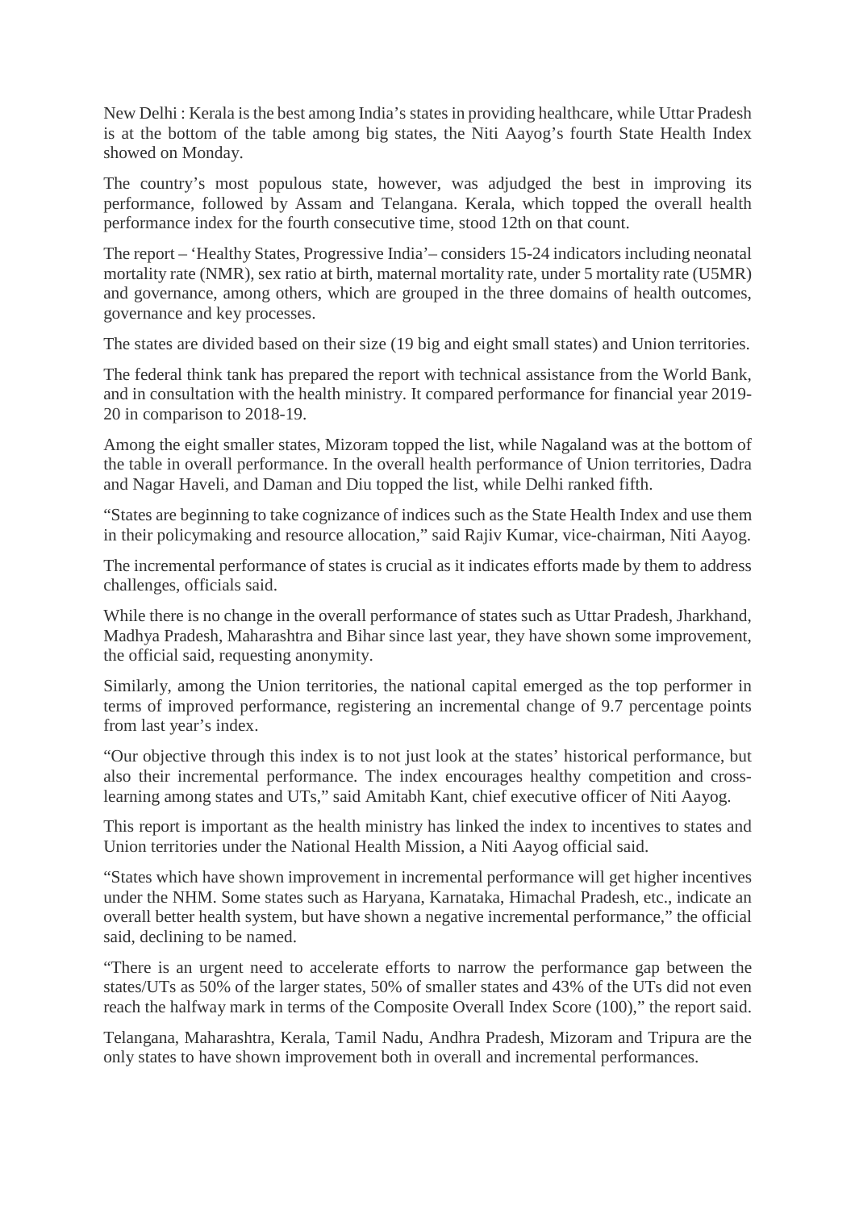New Delhi : Kerala is the best among India's states in providing healthcare, while Uttar Pradesh is at the bottom of the table among big states, the Niti Aayog's fourth State Health Index showed on Monday.

The country's most populous state, however, was adjudged the best in improving its performance, followed by Assam and Telangana. Kerala, which topped the overall health performance index for the fourth consecutive time, stood 12th on that count.

The report – 'Healthy States, Progressive India'– considers 15-24 indicators including neonatal mortality rate (NMR), sex ratio at birth, maternal mortality rate, under 5 mortality rate (U5MR) and governance, among others, which are grouped in the three domains of health outcomes, governance and key processes.

The states are divided based on their size (19 big and eight small states) and Union territories.

The federal think tank has prepared the report with technical assistance from the World Bank, and in consultation with the health ministry. It compared performance for financial year 2019-20 in comparison to 2018-19.

Among the eight smaller states, Mizoram topped the list, while Nagaland was at the bottom of the table in overall performance. In the overall health performance of Union territories, Dadra and Nagar Haveli, and Daman and Diu topped the list, while Delhi ranked fifth.

"States are beginning to take cognizance of indices such as the State Health Index and use them in their policymaking and resource allocation," said Rajiv Kumar, vice-chairman, Niti Aayog.

The incremental performance of states is crucial as it indicates efforts made by them to address challenges, officials said.

While there is no change in the overall performance of states such as Uttar Pradesh, Jharkhand, Madhya Pradesh, Maharashtra and Bihar since last year, they have shown some improvement, the official said, requesting anonymity.

Similarly, among the Union territories, the national capital emerged as the top performer in terms of improved performance, registering an incremental change of 9.7 percentage points from last year's index.

"Our objective through this index is to not just look at the states' historical performance, but also their incremental performance. The index encourages healthy competition and cross-learning among states and UTs," said Amitabh Kant, chief executive officer of Niti Aayog.

This report is important as the health ministry has linked the index to incentives to states and Union territories under the National Health Mission, a Niti Aayog official said.

"States which have shown improvement in incremental performance will get higher incentives under the NHM. Some states such as Haryana, Karnataka, Himachal Pradesh, etc., indicate an overall better health system, but have shown a negative incremental performance," the official said, declining to be named.

"There is an urgent need to accelerate efforts to narrow the performance gap between the states/UTs as 50% of the larger states, 50% of smaller states and 43% of the UTs did not even reach the halfway mark in terms of the Composite Overall Index Score (100)," the report said.

Telangana, Maharashtra, Kerala, Tamil Nadu, Andhra Pradesh, Mizoram and Tripura are the only states to have shown improvement both in overall and incremental performances.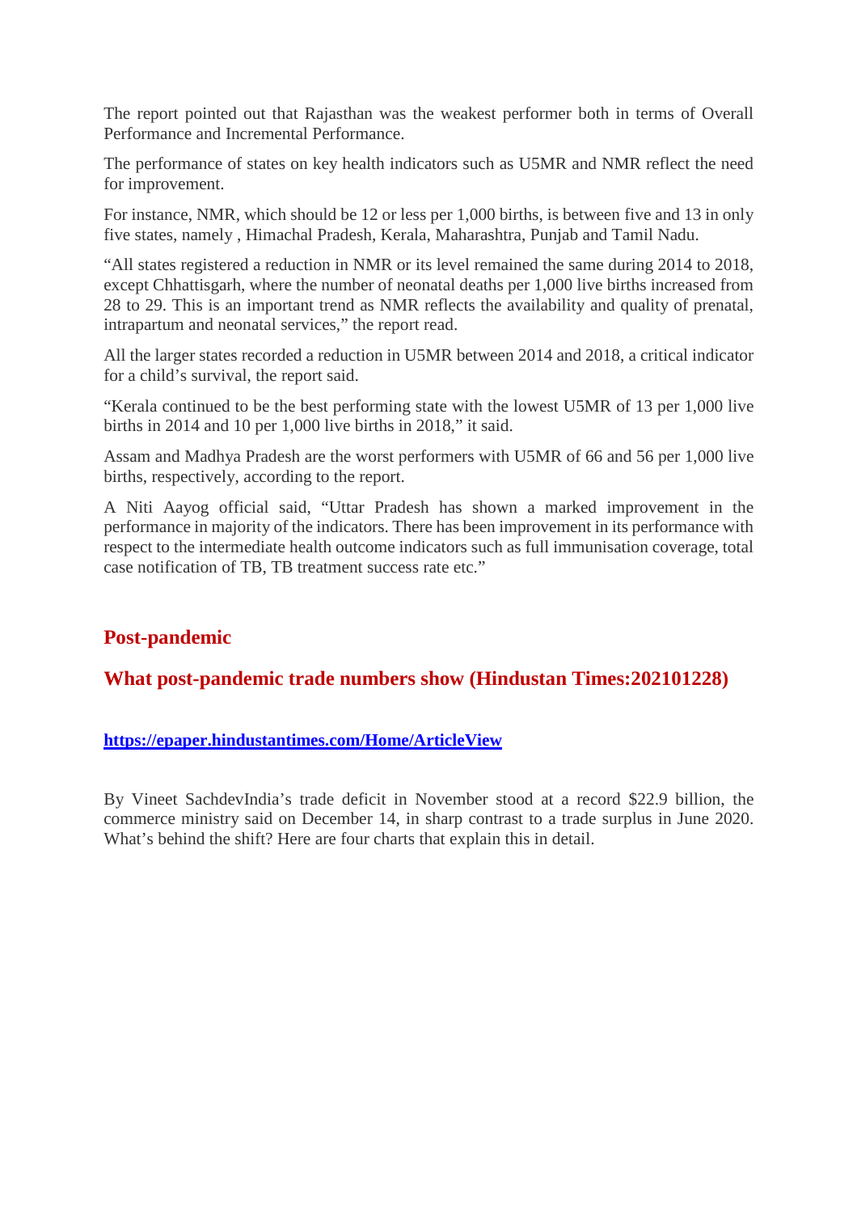The report pointed out that Rajasthan was the weakest performer both in terms of Overall Performance and Incremental Performance.

The performance of states on key health indicators such as U5MR and NMR reflect the need for improvement.

For instance, NMR, which should be 12 or less per 1,000 births, is between five and 13 in only five states, namely , Himachal Pradesh, Kerala, Maharashtra, Punjab and Tamil Nadu.

"All states registered a reduction in NMR or its level remained the same during 2014 to 2018, except Chhattisgarh, where the number of neonatal deaths per 1,000 live births increased from 28 to 29. This is an important trend as NMR reflects the availability and quality of prenatal, intrapartum and neonatal services," the report read.

All the larger states recorded a reduction in U5MR between 2014 and 2018, a critical indicator for a child's survival, the report said.

"Kerala continued to be the best performing state with the lowest U5MR of 13 per 1,000 live births in 2014 and 10 per 1,000 live births in 2018," it said.

Assam and Madhya Pradesh are the worst performers with U5MR of 66 and 56 per 1,000 live births, respectively, according to the report.

A Niti Aayog official said, "Uttar Pradesh has shown a marked improvement in the performance in majority of the indicators. There has been improvement in its performance with respect to the intermediate health outcome indicators such as full immunisation coverage, total case notification of TB, TB treatment success rate etc."

## Post-pandemic

## What post-pandemic trade numbers show (Hindustan Times:202101228)

**https://epaper.hindustantimes.com/Home/ArticleView**

By Vineet SachdevIndia's trade deficit in November stood at a record $22.9 billion, the commerce ministry said on December 14, in sharp contrast to a trade surplus in June 2020. What's behind the shift? Here are four charts that explain this in detail.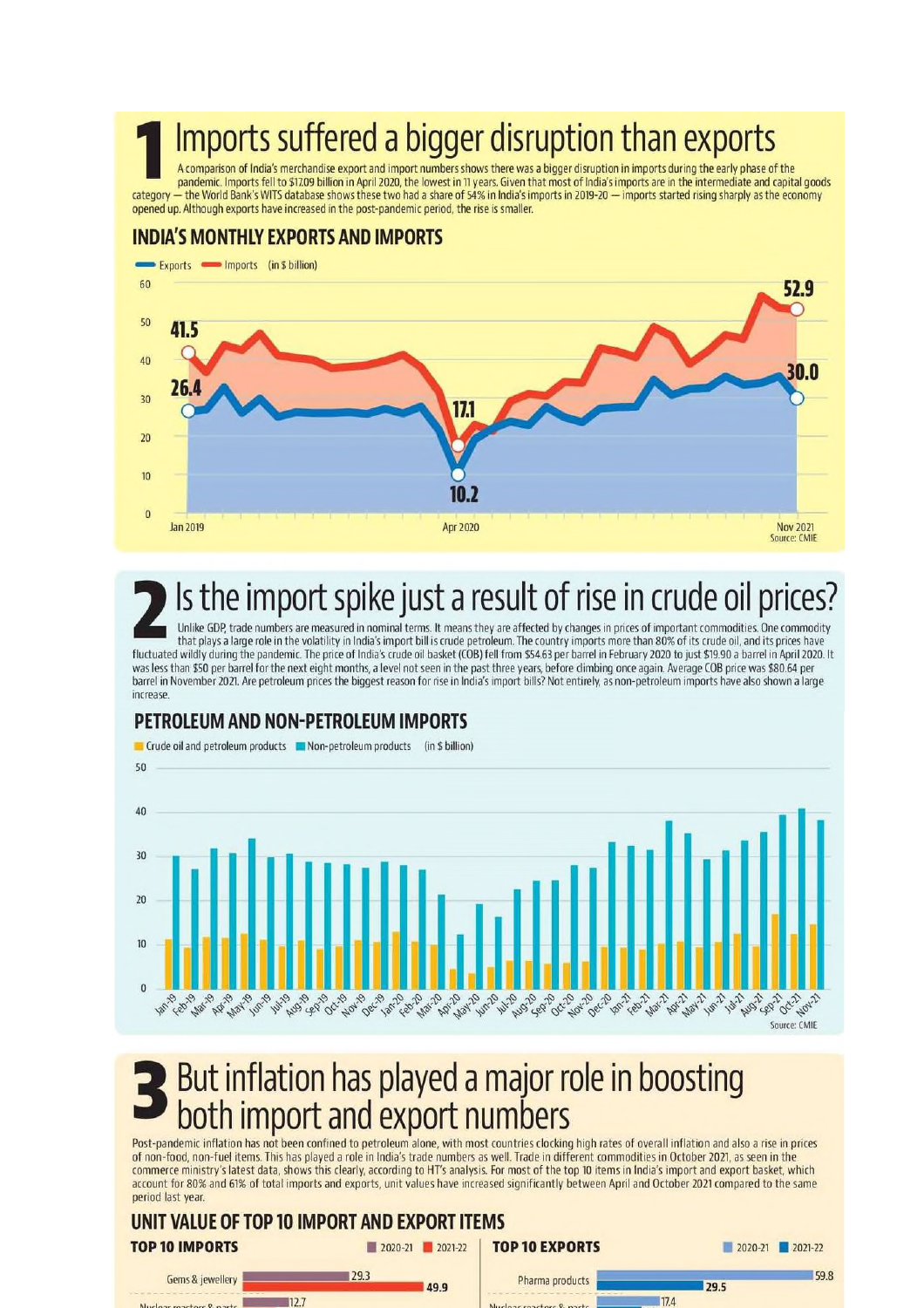# 1 Imports suffered a bigger disruption than exports

A comparison of India's merchandise export and import numbers shows there was a bigger disruption in imports during the early phase of the pandemic. Imports fell to $17.09 billion in April 2020, the lowest in 11 years. Given that most of India's imports are in the intermediate and capital goods category — the World Bank's WITS database shows these two had a share of 54% in India's imports in 2019-20 — imports started rising sharply as the economy opened up. Although exports have increased in the post-pandemic period, the rise is smaller.

## INDIA'S MONTHLY EXPORTS AND IMPORTS

Exports | Imports (in $ billion)

| | Jan 2019 | Apr 2020 | Nov 2021 |
|---|---|---|---|
| Imports | 41.5 | 17.1 | 52.9 |
| Exports | 26.4 | 10.2 | 30.0 |

Source: CMIE

# 2 Is the import spike just a result of rise in crude oil prices?

Unlike GDP, trade numbers are measured in nominal terms. It means they are affected by changes in prices of important commodities. One commodity that plays a large role in the volatility in India's import bill is crude petroleum. The country imports more than 80% of its crude oil, and its prices have fluctuated wildly during the pandemic. The price of India's crude oil basket (COB) fell from $54.63 per barrel in February 2020 to just $19.90 a barrel in April 2020. It was less than $50 per barrel for the next eight months, a level not seen in the past three years, before climbing once again. Average COB price was $80.64 per barrel in November 2021. Are petroleum prices the biggest reason for rise in India's import bills? Not entirely, as non-petroleum imports have also shown a large increase.

## PETROLEUM AND NON-PETROLEUM IMPORTS

Crude oil and petroleum products | Non-petroleum products (in $ billion)

Monthly data, Jan-19 to Nov-21

Source: CMIE

# 3 But inflation has played a major role in boosting both import and export numbers

Post-pandemic inflation has not been confined to petroleum alone, with most countries clocking high rates of overall inflation and also a rise in prices of non-food, non-fuel items. This has played a role in India's trade numbers as well. Trade in different commodities in October 2021, as seen in the commerce ministry's latest data, shows this clearly, according to HT's analysis. For most of the top 10 items in India's import and export basket, which account for 80% and 61% of total imports and exports, unit values have increased significantly between April and October 2021 compared to the same period last year.

## UNIT VALUE OF TOP 10 IMPORT AND EXPORT ITEMS

### TOP 10 IMPORTS

| Item | 2020-21 | 2021-22 |
|---|---|---|
| Gems & jewellery | 29.3 | 49.9 |
| Nuclear reactors & parts | 12.7 | |

### TOP 10 EXPORTS

| Item | 2020-21 | 2021-22 |
|---|---|---|
| Pharma products | 59.8 | 29.5 |
| Nuclear reactors & parts | 17.4 | |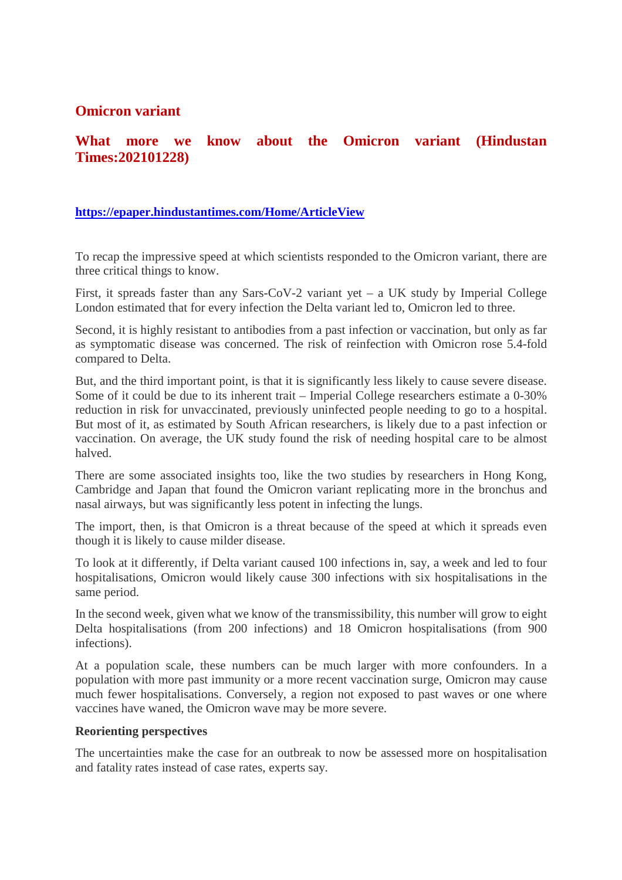## Omicron variant

### What more we know about the Omicron variant (Hindustan Times:202101228)

**https://epaper.hindustantimes.com/Home/ArticleView**

To recap the impressive speed at which scientists responded to the Omicron variant, there are three critical things to know.

First, it spreads faster than any Sars-CoV-2 variant yet – a UK study by Imperial College London estimated that for every infection the Delta variant led to, Omicron led to three.

Second, it is highly resistant to antibodies from a past infection or vaccination, but only as far as symptomatic disease was concerned. The risk of reinfection with Omicron rose 5.4-fold compared to Delta.

But, and the third important point, is that it is significantly less likely to cause severe disease. Some of it could be due to its inherent trait – Imperial College researchers estimate a 0-30% reduction in risk for unvaccinated, previously uninfected people needing to go to a hospital. But most of it, as estimated by South African researchers, is likely due to a past infection or vaccination. On average, the UK study found the risk of needing hospital care to be almost halved.

There are some associated insights too, like the two studies by researchers in Hong Kong, Cambridge and Japan that found the Omicron variant replicating more in the bronchus and nasal airways, but was significantly less potent in infecting the lungs.

The import, then, is that Omicron is a threat because of the speed at which it spreads even though it is likely to cause milder disease.

To look at it differently, if Delta variant caused 100 infections in, say, a week and led to four hospitalisations, Omicron would likely cause 300 infections with six hospitalisations in the same period.

In the second week, given what we know of the transmissibility, this number will grow to eight Delta hospitalisations (from 200 infections) and 18 Omicron hospitalisations (from 900 infections).

At a population scale, these numbers can be much larger with more confounders. In a population with more past immunity or a more recent vaccination surge, Omicron may cause much fewer hospitalisations. Conversely, a region not exposed to past waves or one where vaccines have waned, the Omicron wave may be more severe.

**Reorienting perspectives**

The uncertainties make the case for an outbreak to now be assessed more on hospitalisation and fatality rates instead of case rates, experts say.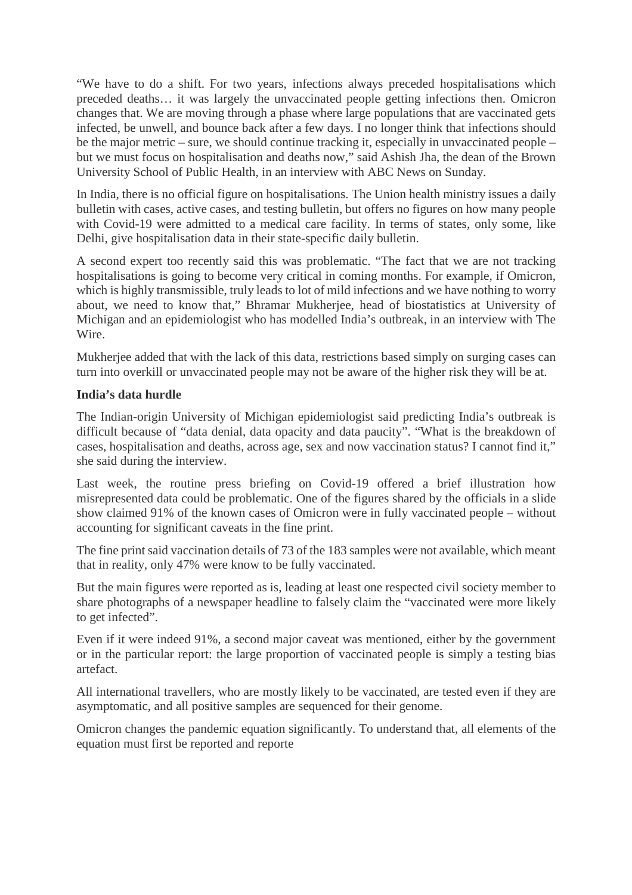"We have to do a shift. For two years, infections always preceded hospitalisations which preceded deaths… it was largely the unvaccinated people getting infections then. Omicron changes that. We are moving through a phase where large populations that are vaccinated gets infected, be unwell, and bounce back after a few days. I no longer think that infections should be the major metric – sure, we should continue tracking it, especially in unvaccinated people – but we must focus on hospitalisation and deaths now," said Ashish Jha, the dean of the Brown University School of Public Health, in an interview with ABC News on Sunday.

In India, there is no official figure on hospitalisations. The Union health ministry issues a daily bulletin with cases, active cases, and testing bulletin, but offers no figures on how many people with Covid-19 were admitted to a medical care facility. In terms of states, only some, like Delhi, give hospitalisation data in their state-specific daily bulletin.

A second expert too recently said this was problematic. "The fact that we are not tracking hospitalisations is going to become very critical in coming months. For example, if Omicron, which is highly transmissible, truly leads to lot of mild infections and we have nothing to worry about, we need to know that," Bhramar Mukherjee, head of biostatistics at University of Michigan and an epidemiologist who has modelled India's outbreak, in an interview with The Wire.

Mukherjee added that with the lack of this data, restrictions based simply on surging cases can turn into overkill or unvaccinated people may not be aware of the higher risk they will be at.

**India's data hurdle**

The Indian-origin University of Michigan epidemiologist said predicting India's outbreak is difficult because of "data denial, data opacity and data paucity". "What is the breakdown of cases, hospitalisation and deaths, across age, sex and now vaccination status? I cannot find it," she said during the interview.

Last week, the routine press briefing on Covid-19 offered a brief illustration how misrepresented data could be problematic. One of the figures shared by the officials in a slide show claimed 91% of the known cases of Omicron were in fully vaccinated people – without accounting for significant caveats in the fine print.

The fine print said vaccination details of 73 of the 183 samples were not available, which meant that in reality, only 47% were know to be fully vaccinated.

But the main figures were reported as is, leading at least one respected civil society member to share photographs of a newspaper headline to falsely claim the "vaccinated were more likely to get infected".

Even if it were indeed 91%, a second major caveat was mentioned, either by the government or in the particular report: the large proportion of vaccinated people is simply a testing bias artefact.

All international travellers, who are mostly likely to be vaccinated, are tested even if they are asymptomatic, and all positive samples are sequenced for their genome.

Omicron changes the pandemic equation significantly. To understand that, all elements of the equation must first be reported and reporte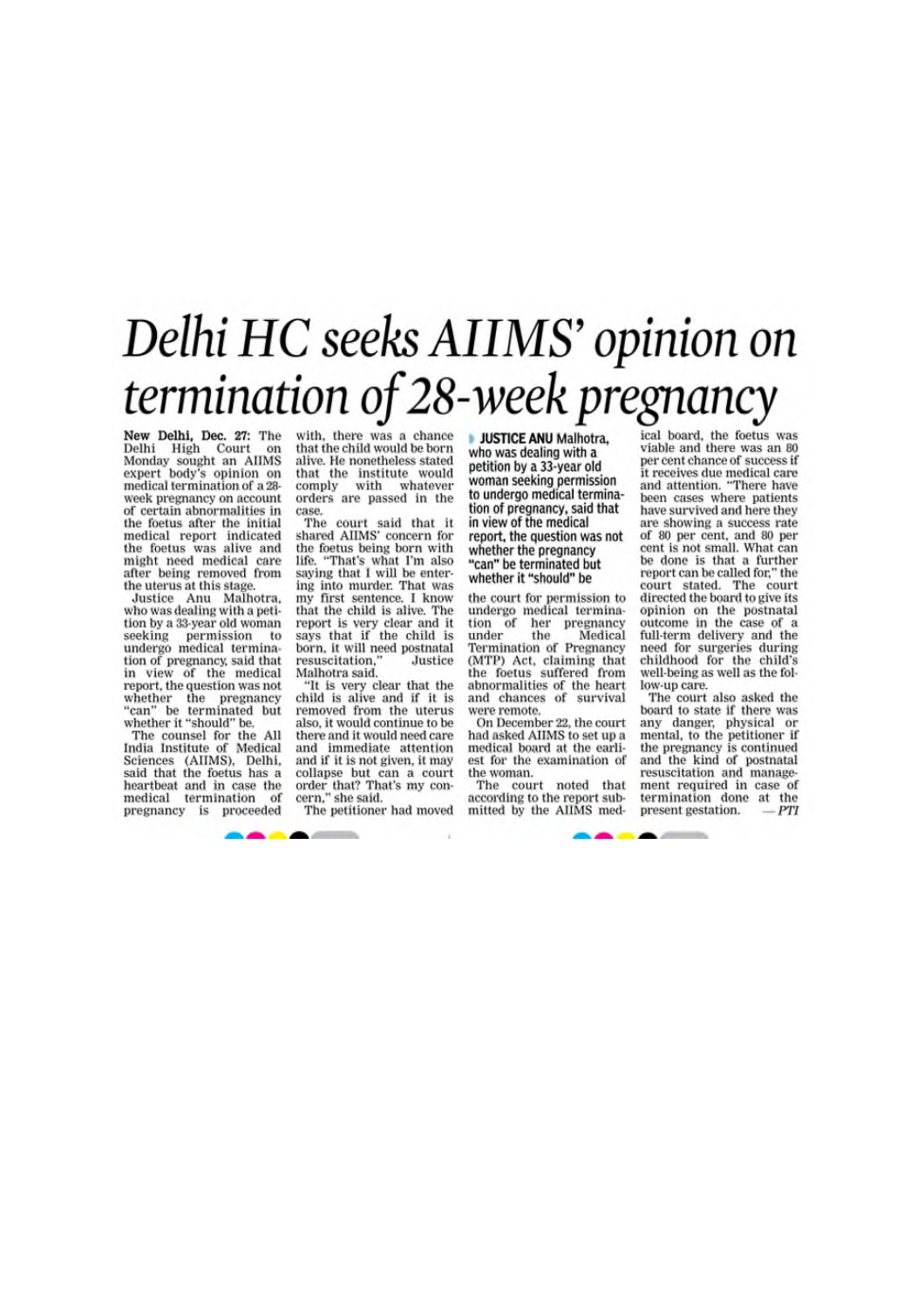# Delhi HC seeks AIIMS' opinion on termination of 28-week pregnancy

**New Delhi, Dec. 27:** The Delhi High Court on Monday sought an AIIMS expert body's opinion on medical termination of a 28-week pregnancy on account of certain abnormalities in the foetus after the initial medical report indicated the foetus was alive and might need medical care after being removed from the uterus at this stage.

Justice Anu Malhotra, who was dealing with a petition by a 33-year old woman seeking permission to undergo medical termination of pregnancy, said that in view of the medical report, the question was not whether the pregnancy "can" be terminated but whether it "should" be.

The counsel for the All India Institute of Medical Sciences (AIIMS), Delhi, said that the foetus has a heartbeat and in case the medical termination of pregnancy is proceeded with, there was a chance that the child would be born alive. He nonetheless stated that the institute would comply with whatever orders are passed in the case.

The court said that it shared AIIMS' concern for the foetus being born with life. "That's what I'm also saying that I will be entering into murder. That was my first sentence. I know that the child is alive. The report is very clear and it says that if the child is born, it will need postnatal resuscitation," Justice Malhotra said.

"It is very clear that the child is alive and if it is removed from the uterus also, it would continue to be there and it would need care and immediate attention and if it is not given, it may collapse but can a court order that? That's my concern," she said.

> **JUSTICE ANU Malhotra, who was dealing with a petition by a 33-year old woman seeking permission to undergo medical termination of pregnancy, said that in view of the medical report, the question was not whether the pregnancy "can" be terminated but whether it "should" be**

The petitioner had moved the court for permission to undergo medical termination of her pregnancy under the Medical Termination of Pregnancy (MTP) Act, claiming that the foetus suffered from abnormalities of the heart and chances of survival were remote.

On December 22, the court had asked AIIMS to set up a medical board at the earliest for the examination of the woman.

The court noted that according to the report submitted by the AIIMS medical board, the foetus was viable and there was an 80 per cent chance of success if it receives due medical care and attention. "There have been cases where patients have survived and here they are showing a success rate of 80 per cent, and 80 per cent is not small. What can be done is that a further report can be called for," the court stated. The court directed the board to give its opinion on the postnatal outcome in the case of a full-term delivery and the need for surgeries during childhood for the child's well-being as well as the follow-up care.

The court also asked the board to state if there was any danger, physical or mental, to the petitioner if the pregnancy is continued and the kind of postnatal resuscitation and management required in case of termination done at the present gestation. *— PTI*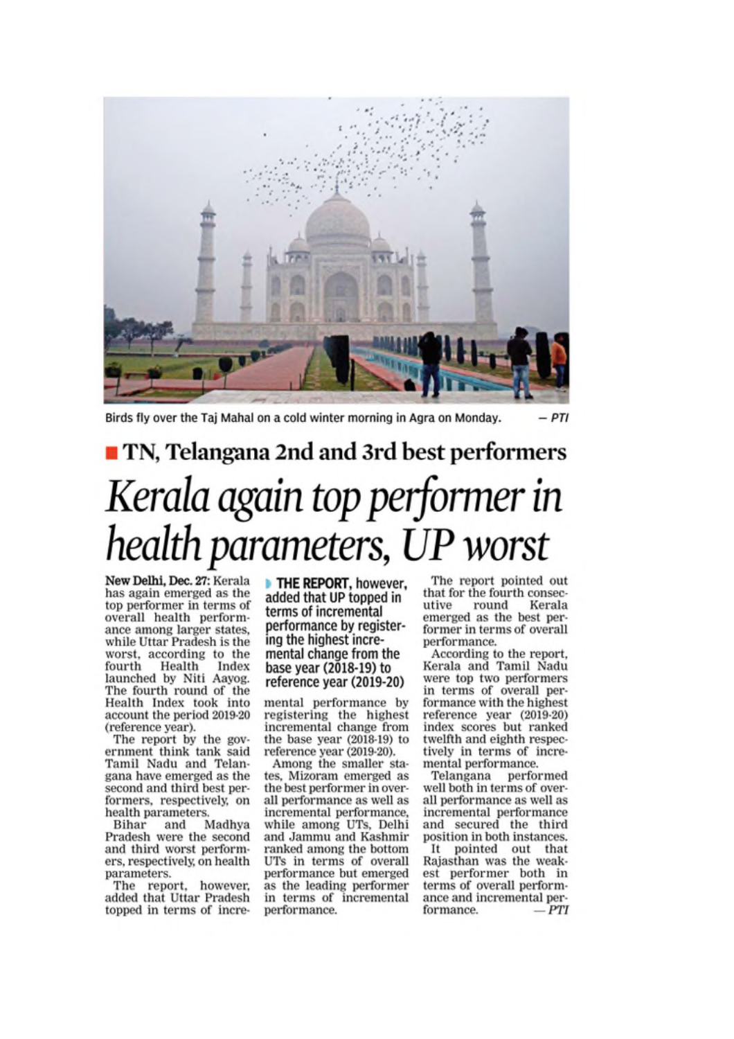Birds fly over the Taj Mahal on a cold winter morning in Agra on Monday. — PTI

**TN, Telangana 2nd and 3rd best performers**

# *Kerala again top performer in health parameters, UP worst*

**New Delhi, Dec. 27:** Kerala has again emerged as the top performer in terms of overall health performance among larger states, while Uttar Pradesh is the worst, according to the fourth Health Index launched by Niti Aayog. The fourth round of the Health Index took into account the period 2019-20 (reference year).

The report by the government think tank said Tamil Nadu and Telangana have emerged as the second and third best performers, respectively, on health parameters.

Bihar and Madhya Pradesh were the second and third worst performers, respectively, on health parameters.

The report, however, added that Uttar Pradesh topped in terms of incremental performance by registering the highest incremental change from the base year (2018-19) to reference year (2019-20).

> **THE REPORT,** however, added that UP topped in terms of incremental performance by registering the highest incremental change from the base year (2018-19) to reference year (2019-20)

Among the smaller states, Mizoram emerged as the best performer in overall performance as well as incremental performance, while among UTs, Delhi and Jammu and Kashmir ranked among the bottom UTs in terms of overall performance but emerged as the leading performer in terms of incremental performance.

The report pointed out that for the fourth consecutive round Kerala emerged as the best performer in terms of overall performance.

According to the report, Kerala and Tamil Nadu were top two performers in terms of overall performance with the highest reference year (2019-20) index scores but ranked twelfth and eighth respectively in terms of incremental performance.

Telangana performed well both in terms of overall performance as well as incremental performance and secured the third position in both instances.

It pointed out that Rajasthan was the weakest performer both in terms of overall performance and incremental performance. — PTI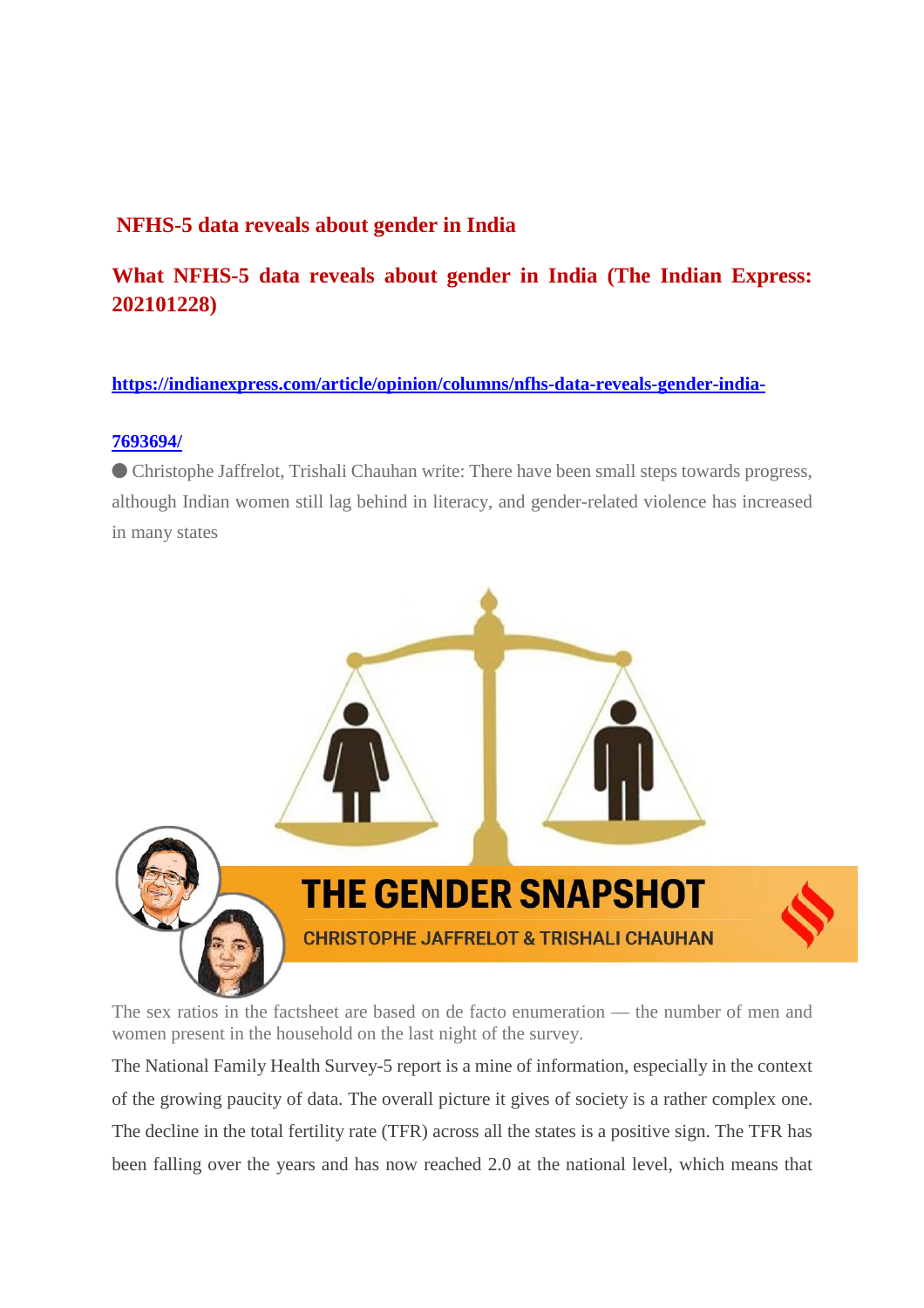## NFHS-5 data reveals about gender in India

## What NFHS-5 data reveals about gender in India (The Indian Express: 202101228)

[https://indianexpress.com/article/opinion/columns/nfhs-data-reveals-gender-india-7693694/](https://indianexpress.com/article/opinion/columns/nfhs-data-reveals-gender-india-7693694/)

● Christophe Jaffrelot, Trishali Chauhan write: There have been small steps towards progress, although Indian women still lag behind in literacy, and gender-related violence has increased in many states

The sex ratios in the factsheet are based on de facto enumeration — the number of men and women present in the household on the last night of the survey.

The National Family Health Survey-5 report is a mine of information, especially in the context of the growing paucity of data. The overall picture it gives of society is a rather complex one. The decline in the total fertility rate (TFR) across all the states is a positive sign. The TFR has been falling over the years and has now reached 2.0 at the national level, which means that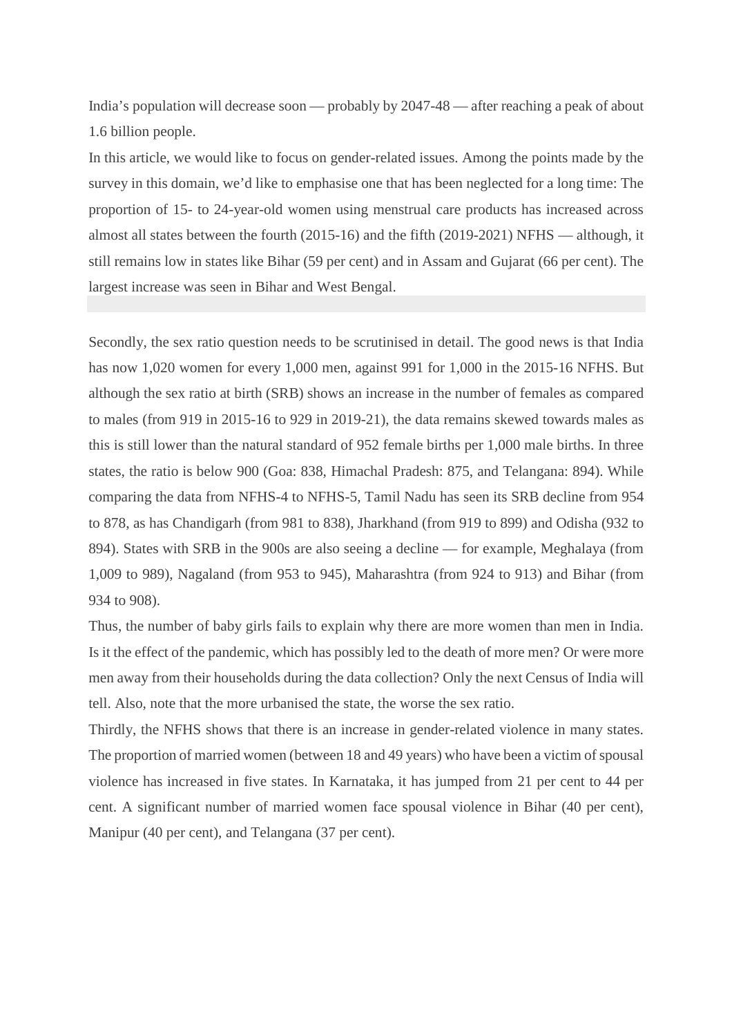India’s population will decrease soon — probably by 2047-48 — after reaching a peak of about 1.6 billion people.

In this article, we would like to focus on gender-related issues. Among the points made by the survey in this domain, we’d like to emphasise one that has been neglected for a long time: The proportion of 15- to 24-year-old women using menstrual care products has increased across almost all states between the fourth (2015-16) and the fifth (2019-2021) NFHS — although, it still remains low in states like Bihar (59 per cent) and in Assam and Gujarat (66 per cent). The largest increase was seen in Bihar and West Bengal.

Secondly, the sex ratio question needs to be scrutinised in detail. The good news is that India has now 1,020 women for every 1,000 men, against 991 for 1,000 in the 2015-16 NFHS. But although the sex ratio at birth (SRB) shows an increase in the number of females as compared to males (from 919 in 2015-16 to 929 in 2019-21), the data remains skewed towards males as this is still lower than the natural standard of 952 female births per 1,000 male births. In three states, the ratio is below 900 (Goa: 838, Himachal Pradesh: 875, and Telangana: 894). While comparing the data from NFHS-4 to NFHS-5, Tamil Nadu has seen its SRB decline from 954 to 878, as has Chandigarh (from 981 to 838), Jharkhand (from 919 to 899) and Odisha (932 to 894). States with SRB in the 900s are also seeing a decline — for example, Meghalaya (from 1,009 to 989), Nagaland (from 953 to 945), Maharashtra (from 924 to 913) and Bihar (from 934 to 908).

Thus, the number of baby girls fails to explain why there are more women than men in India. Is it the effect of the pandemic, which has possibly led to the death of more men? Or were more men away from their households during the data collection? Only the next Census of India will tell. Also, note that the more urbanised the state, the worse the sex ratio.

Thirdly, the NFHS shows that there is an increase in gender-related violence in many states. The proportion of married women (between 18 and 49 years) who have been a victim of spousal violence has increased in five states. In Karnataka, it has jumped from 21 per cent to 44 per cent. A significant number of married women face spousal violence in Bihar (40 per cent), Manipur (40 per cent), and Telangana (37 per cent).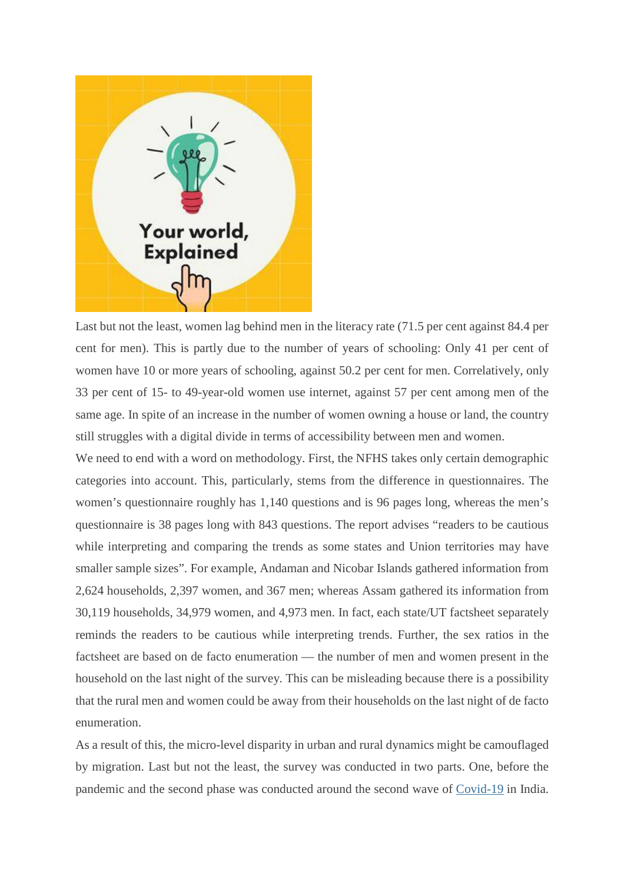Last but not the least, women lag behind men in the literacy rate (71.5 per cent against 84.4 per cent for men). This is partly due to the number of years of schooling: Only 41 per cent of women have 10 or more years of schooling, against 50.2 per cent for men. Correlatively, only 33 per cent of 15- to 49-year-old women use internet, against 57 per cent among men of the same age. In spite of an increase in the number of women owning a house or land, the country still struggles with a digital divide in terms of accessibility between men and women.

We need to end with a word on methodology. First, the NFHS takes only certain demographic categories into account. This, particularly, stems from the difference in questionnaires. The women's questionnaire roughly has 1,140 questions and is 96 pages long, whereas the men's questionnaire is 38 pages long with 843 questions. The report advises "readers to be cautious while interpreting and comparing the trends as some states and Union territories may have smaller sample sizes". For example, Andaman and Nicobar Islands gathered information from 2,624 households, 2,397 women, and 367 men; whereas Assam gathered its information from 30,119 households, 34,979 women, and 4,973 men. In fact, each state/UT factsheet separately reminds the readers to be cautious while interpreting trends. Further, the sex ratios in the factsheet are based on de facto enumeration — the number of men and women present in the household on the last night of the survey. This can be misleading because there is a possibility that the rural men and women could be away from their households on the last night of de facto enumeration.

As a result of this, the micro-level disparity in urban and rural dynamics might be camouflaged by migration. Last but not the least, the survey was conducted in two parts. One, before the pandemic and the second phase was conducted around the second wave of Covid-19 in India.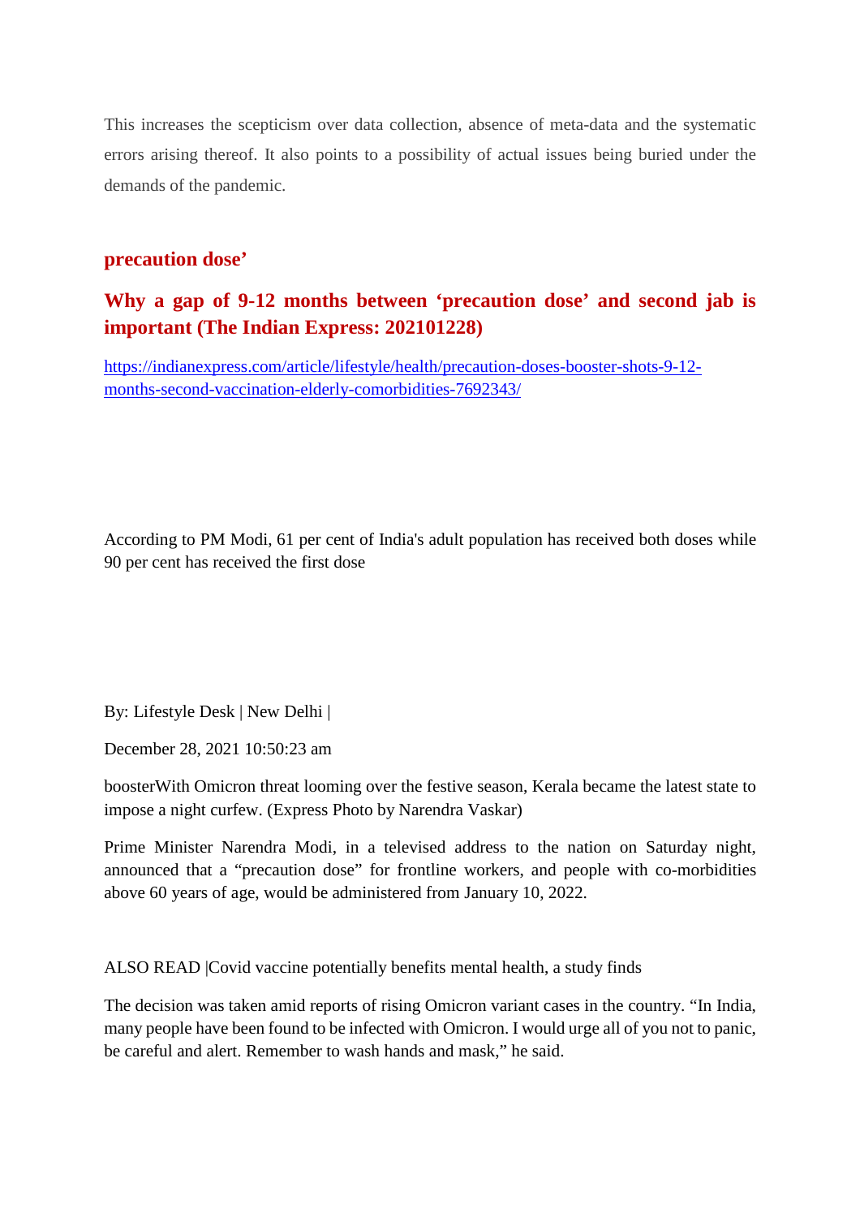This increases the scepticism over data collection, absence of meta-data and the systematic errors arising thereof. It also points to a possibility of actual issues being buried under the demands of the pandemic.

## precaution dose’

## Why a gap of 9-12 months between ‘precaution dose’ and second jab is important (The Indian Express: 202101228)

https://indianexpress.com/article/lifestyle/health/precaution-doses-booster-shots-9-12-months-second-vaccination-elderly-comorbidities-7692343/

According to PM Modi, 61 per cent of India's adult population has received both doses while 90 per cent has received the first dose

By: Lifestyle Desk | New Delhi |

December 28, 2021 10:50:23 am

boosterWith Omicron threat looming over the festive season, Kerala became the latest state to impose a night curfew. (Express Photo by Narendra Vaskar)

Prime Minister Narendra Modi, in a televised address to the nation on Saturday night, announced that a “precaution dose” for frontline workers, and people with co-morbidities above 60 years of age, would be administered from January 10, 2022.

ALSO READ |Covid vaccine potentially benefits mental health, a study finds

The decision was taken amid reports of rising Omicron variant cases in the country. “In India, many people have been found to be infected with Omicron. I would urge all of you not to panic, be careful and alert. Remember to wash hands and mask,” he said.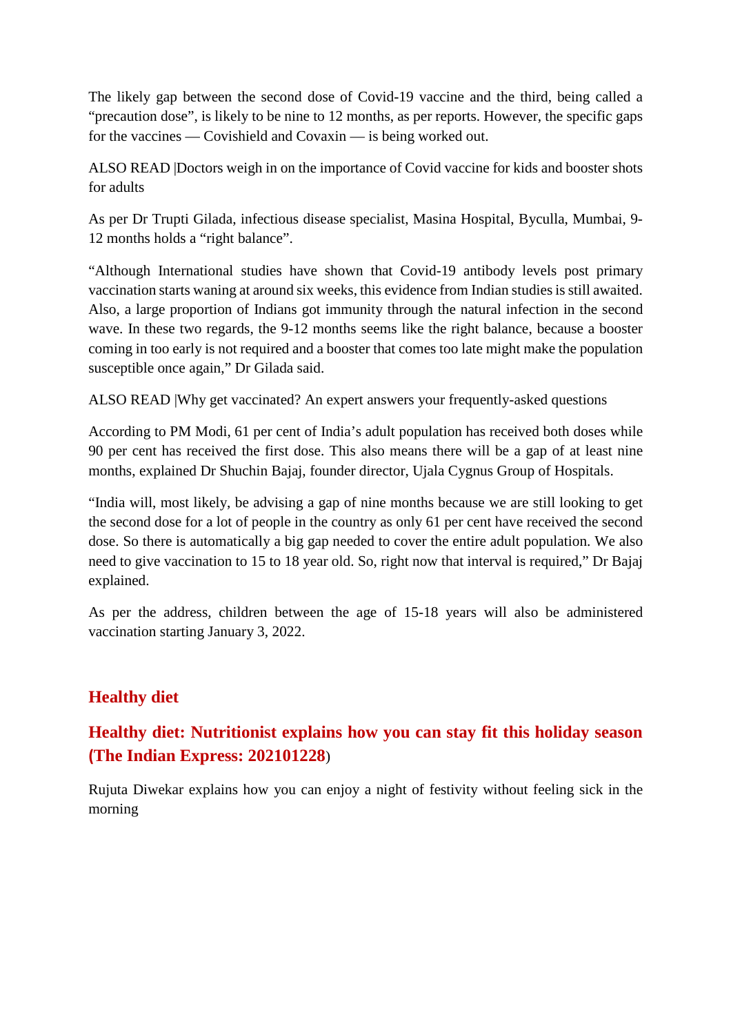The likely gap between the second dose of Covid-19 vaccine and the third, being called a "precaution dose", is likely to be nine to 12 months, as per reports. However, the specific gaps for the vaccines — Covishield and Covaxin — is being worked out.

ALSO READ |Doctors weigh in on the importance of Covid vaccine for kids and booster shots for adults

As per Dr Trupti Gilada, infectious disease specialist, Masina Hospital, Byculla, Mumbai, 9-12 months holds a "right balance".

"Although International studies have shown that Covid-19 antibody levels post primary vaccination starts waning at around six weeks, this evidence from Indian studies is still awaited. Also, a large proportion of Indians got immunity through the natural infection in the second wave. In these two regards, the 9-12 months seems like the right balance, because a booster coming in too early is not required and a booster that comes too late might make the population susceptible once again," Dr Gilada said.

ALSO READ |Why get vaccinated? An expert answers your frequently-asked questions

According to PM Modi, 61 per cent of India's adult population has received both doses while 90 per cent has received the first dose. This also means there will be a gap of at least nine months, explained Dr Shuchin Bajaj, founder director, Ujala Cygnus Group of Hospitals.

"India will, most likely, be advising a gap of nine months because we are still looking to get the second dose for a lot of people in the country as only 61 per cent have received the second dose. So there is automatically a big gap needed to cover the entire adult population. We also need to give vaccination to 15 to 18 year old. So, right now that interval is required," Dr Bajaj explained.

As per the address, children between the age of 15-18 years will also be administered vaccination starting January 3, 2022.

## Healthy diet

## Healthy diet: Nutritionist explains how you can stay fit this holiday season (The Indian Express: 202101228)

Rujuta Diwekar explains how you can enjoy a night of festivity without feeling sick in the morning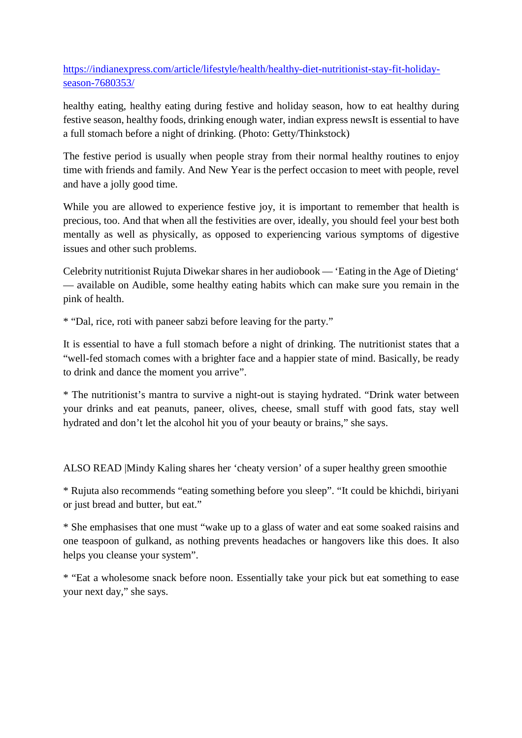[https://indianexpress.com/article/lifestyle/health/healthy-diet-nutritionist-stay-fit-holiday-season-7680353/](https://indianexpress.com/article/lifestyle/health/healthy-diet-nutritionist-stay-fit-holiday-season-7680353/)

healthy eating, healthy eating during festive and holiday season, how to eat healthy during festive season, healthy foods, drinking enough water, indian express newsIt is essential to have a full stomach before a night of drinking. (Photo: Getty/Thinkstock)

The festive period is usually when people stray from their normal healthy routines to enjoy time with friends and family. And New Year is the perfect occasion to meet with people, revel and have a jolly good time.

While you are allowed to experience festive joy, it is important to remember that health is precious, too. And that when all the festivities are over, ideally, you should feel your best both mentally as well as physically, as opposed to experiencing various symptoms of digestive issues and other such problems.

Celebrity nutritionist Rujuta Diwekar shares in her audiobook — 'Eating in the Age of Dieting' — available on Audible, some healthy eating habits which can make sure you remain in the pink of health.

* "Dal, rice, roti with paneer sabzi before leaving for the party."

It is essential to have a full stomach before a night of drinking. The nutritionist states that a "well-fed stomach comes with a brighter face and a happier state of mind. Basically, be ready to drink and dance the moment you arrive".

* The nutritionist's mantra to survive a night-out is staying hydrated. "Drink water between your drinks and eat peanuts, paneer, olives, cheese, small stuff with good fats, stay well hydrated and don't let the alcohol hit you of your beauty or brains," she says.

ALSO READ |Mindy Kaling shares her 'cheaty version' of a super healthy green smoothie

* Rujuta also recommends "eating something before you sleep". "It could be khichdi, biriyani or just bread and butter, but eat."

* She emphasises that one must "wake up to a glass of water and eat some soaked raisins and one teaspoon of gulkand, as nothing prevents headaches or hangovers like this does. It also helps you cleanse your system".

* "Eat a wholesome snack before noon. Essentially take your pick but eat something to ease your next day," she says.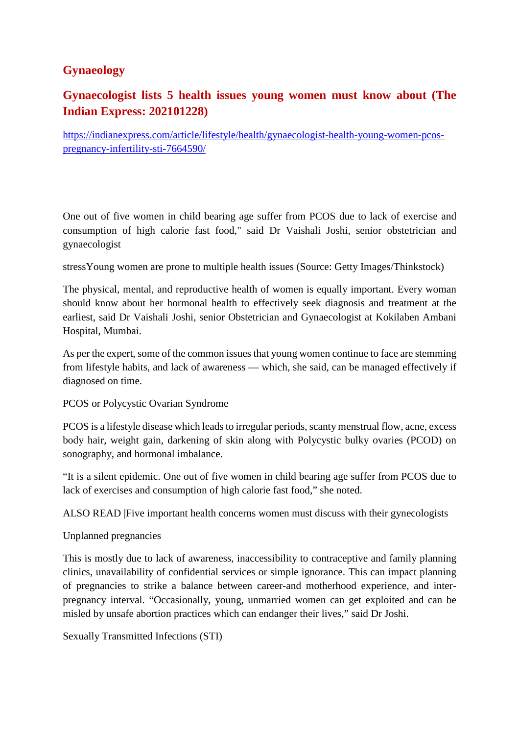## Gynaeology

### Gynaecologist lists 5 health issues young women must know about (The Indian Express: 202101228)

https://indianexpress.com/article/lifestyle/health/gynaecologist-health-young-women-pcos-pregnancy-infertility-sti-7664590/

One out of five women in child bearing age suffer from PCOS due to lack of exercise and consumption of high calorie fast food," said Dr Vaishali Joshi, senior obstetrician and gynaecologist

stressYoung women are prone to multiple health issues (Source: Getty Images/Thinkstock)

The physical, mental, and reproductive health of women is equally important. Every woman should know about her hormonal health to effectively seek diagnosis and treatment at the earliest, said Dr Vaishali Joshi, senior Obstetrician and Gynaecologist at Kokilaben Ambani Hospital, Mumbai.

As per the expert, some of the common issues that young women continue to face are stemming from lifestyle habits, and lack of awareness — which, she said, can be managed effectively if diagnosed on time.

PCOS or Polycystic Ovarian Syndrome

PCOS is a lifestyle disease which leads to irregular periods, scanty menstrual flow, acne, excess body hair, weight gain, darkening of skin along with Polycystic bulky ovaries (PCOD) on sonography, and hormonal imbalance.

"It is a silent epidemic. One out of five women in child bearing age suffer from PCOS due to lack of exercises and consumption of high calorie fast food," she noted.

ALSO READ |Five important health concerns women must discuss with their gynecologists

Unplanned pregnancies

This is mostly due to lack of awareness, inaccessibility to contraceptive and family planning clinics, unavailability of confidential services or simple ignorance. This can impact planning of pregnancies to strike a balance between career-and motherhood experience, and inter-pregnancy interval. "Occasionally, young, unmarried women can get exploited and can be misled by unsafe abortion practices which can endanger their lives," said Dr Joshi.

Sexually Transmitted Infections (STI)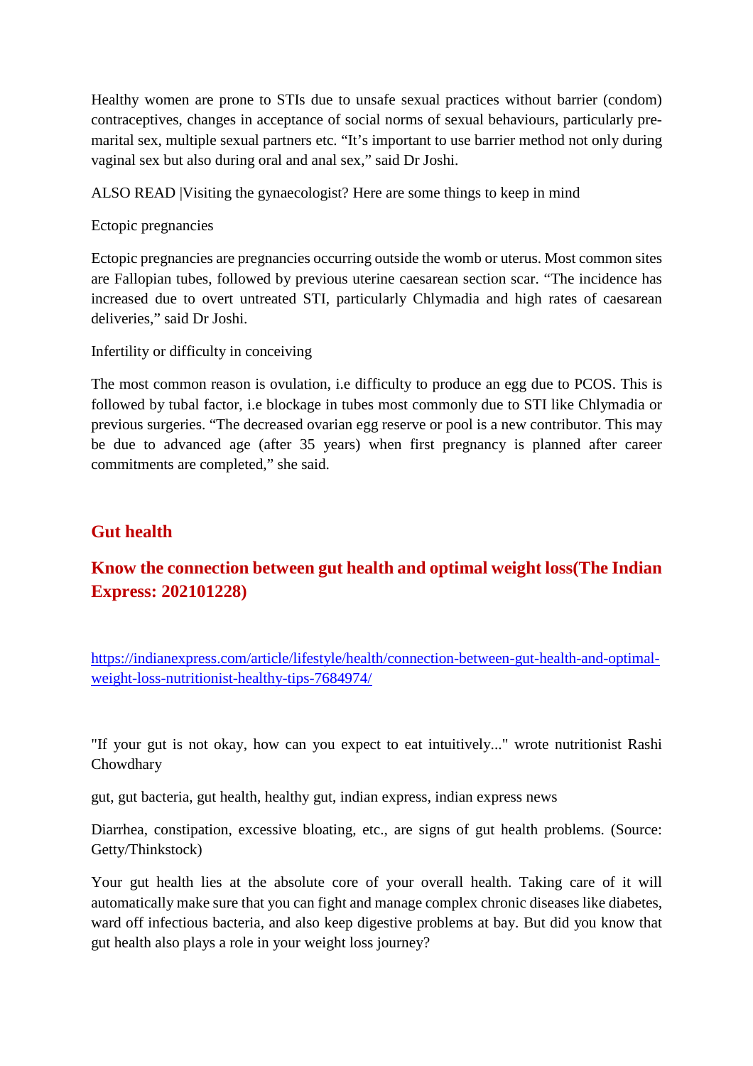Healthy women are prone to STIs due to unsafe sexual practices without barrier (condom) contraceptives, changes in acceptance of social norms of sexual behaviours, particularly pre-marital sex, multiple sexual partners etc. “It’s important to use barrier method not only during vaginal sex but also during oral and anal sex,” said Dr Joshi.

ALSO READ |Visiting the gynaecologist? Here are some things to keep in mind

Ectopic pregnancies

Ectopic pregnancies are pregnancies occurring outside the womb or uterus. Most common sites are Fallopian tubes, followed by previous uterine caesarean section scar. “The incidence has increased due to overt untreated STI, particularly Chlymadia and high rates of caesarean deliveries,” said Dr Joshi.

Infertility or difficulty in conceiving

The most common reason is ovulation, i.e difficulty to produce an egg due to PCOS. This is followed by tubal factor, i.e blockage in tubes most commonly due to STI like Chlymadia or previous surgeries. “The decreased ovarian egg reserve or pool is a new contributor. This may be due to advanced age (after 35 years) when first pregnancy is planned after career commitments are completed,” she said.

## Gut health

## Know the connection between gut health and optimal weight loss(The Indian Express: 202101228)

https://indianexpress.com/article/lifestyle/health/connection-between-gut-health-and-optimal-weight-loss-nutritionist-healthy-tips-7684974/

"If your gut is not okay, how can you expect to eat intuitively..." wrote nutritionist Rashi Chowdhary

gut, gut bacteria, gut health, healthy gut, indian express, indian express news

Diarrhea, constipation, excessive bloating, etc., are signs of gut health problems. (Source: Getty/Thinkstock)

Your gut health lies at the absolute core of your overall health. Taking care of it will automatically make sure that you can fight and manage complex chronic diseases like diabetes, ward off infectious bacteria, and also keep digestive problems at bay. But did you know that gut health also plays a role in your weight loss journey?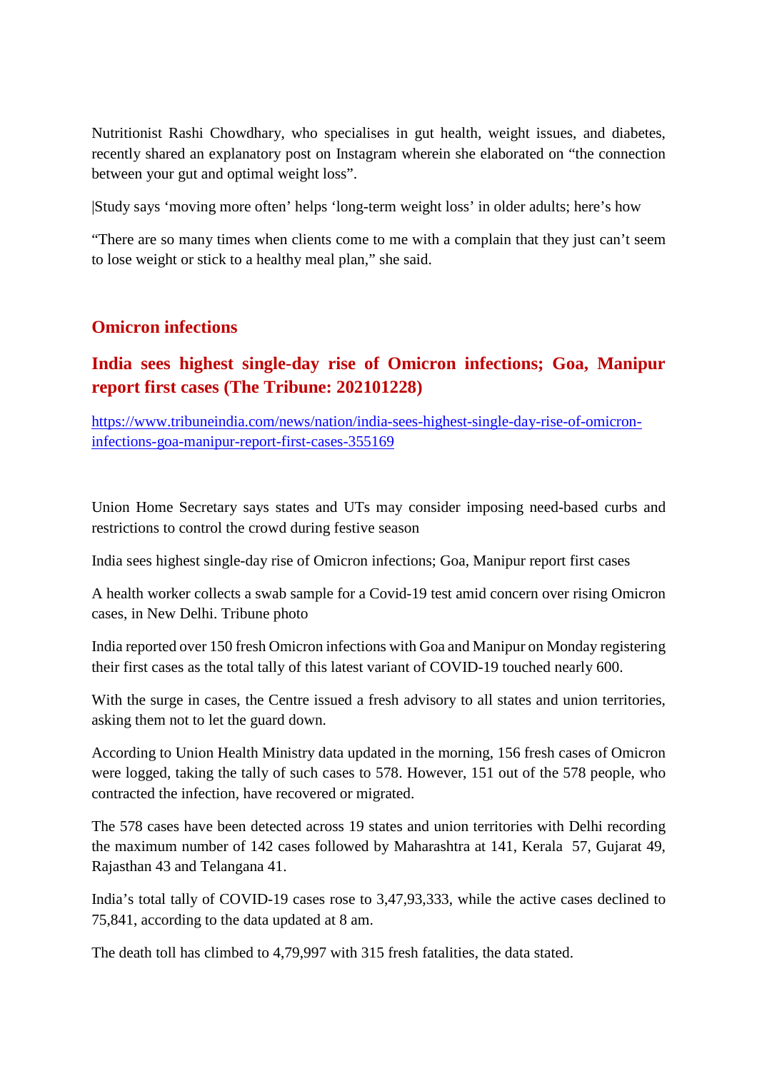Nutritionist Rashi Chowdhary, who specialises in gut health, weight issues, and diabetes, recently shared an explanatory post on Instagram wherein she elaborated on "the connection between your gut and optimal weight loss".

|Study says 'moving more often' helps 'long-term weight loss' in older adults; here's how

"There are so many times when clients come to me with a complain that they just can't seem to lose weight or stick to a healthy meal plan," she said.

## Omicron infections

## India sees highest single-day rise of Omicron infections; Goa, Manipur report first cases (The Tribune: 202101228)

https://www.tribuneindia.com/news/nation/india-sees-highest-single-day-rise-of-omicron-infections-goa-manipur-report-first-cases-355169

Union Home Secretary says states and UTs may consider imposing need-based curbs and restrictions to control the crowd during festive season

India sees highest single-day rise of Omicron infections; Goa, Manipur report first cases

A health worker collects a swab sample for a Covid-19 test amid concern over rising Omicron cases, in New Delhi. Tribune photo

India reported over 150 fresh Omicron infections with Goa and Manipur on Monday registering their first cases as the total tally of this latest variant of COVID-19 touched nearly 600.

With the surge in cases, the Centre issued a fresh advisory to all states and union territories, asking them not to let the guard down.

According to Union Health Ministry data updated in the morning, 156 fresh cases of Omicron were logged, taking the tally of such cases to 578. However, 151 out of the 578 people, who contracted the infection, have recovered or migrated.

The 578 cases have been detected across 19 states and union territories with Delhi recording the maximum number of 142 cases followed by Maharashtra at 141, Kerala 57, Gujarat 49, Rajasthan 43 and Telangana 41.

India's total tally of COVID-19 cases rose to 3,47,93,333, while the active cases declined to 75,841, according to the data updated at 8 am.

The death toll has climbed to 4,79,997 with 315 fresh fatalities, the data stated.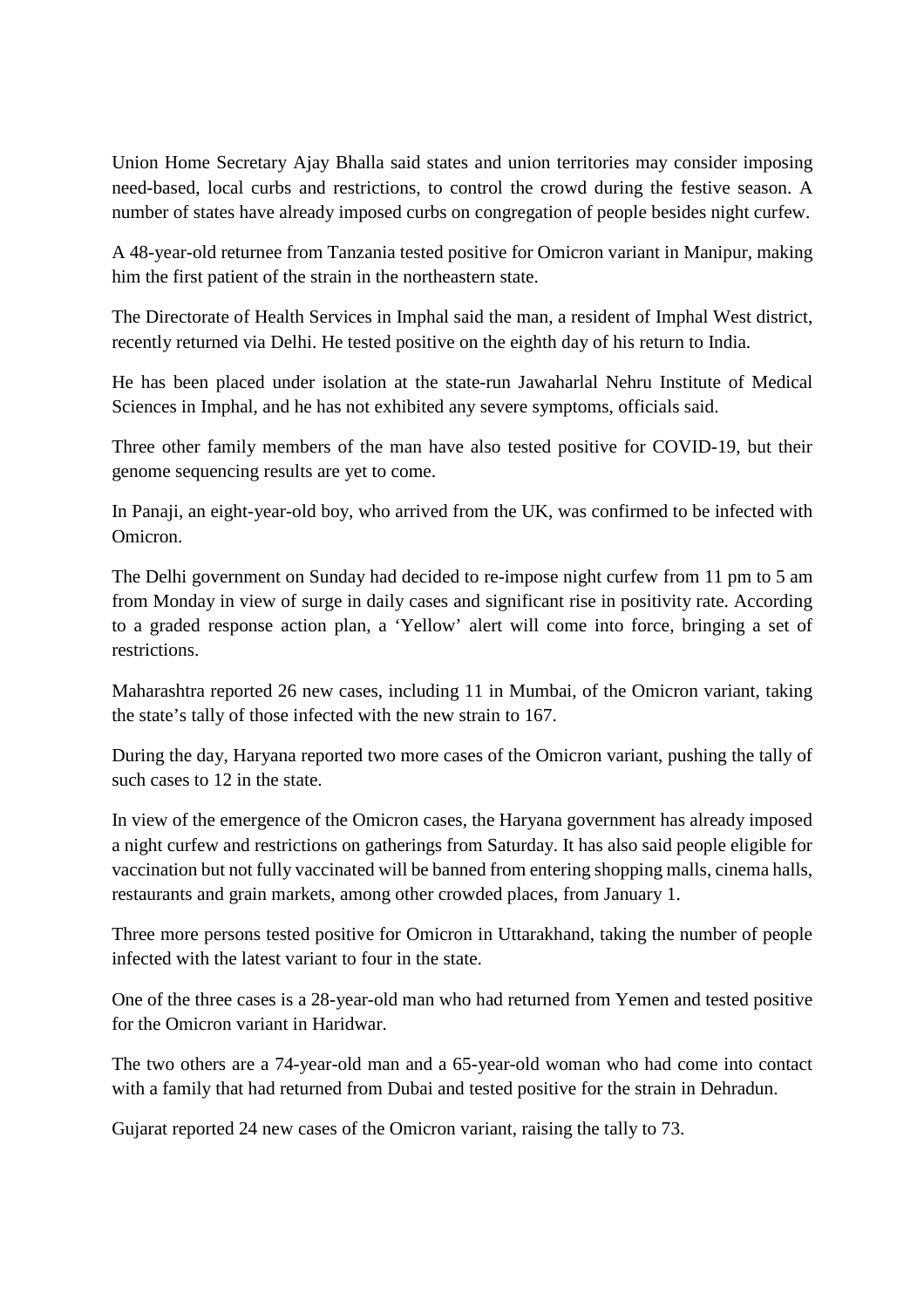Union Home Secretary Ajay Bhalla said states and union territories may consider imposing need-based, local curbs and restrictions, to control the crowd during the festive season. A number of states have already imposed curbs on congregation of people besides night curfew.

A 48-year-old returnee from Tanzania tested positive for Omicron variant in Manipur, making him the first patient of the strain in the northeastern state.

The Directorate of Health Services in Imphal said the man, a resident of Imphal West district, recently returned via Delhi. He tested positive on the eighth day of his return to India.

He has been placed under isolation at the state-run Jawaharlal Nehru Institute of Medical Sciences in Imphal, and he has not exhibited any severe symptoms, officials said.

Three other family members of the man have also tested positive for COVID-19, but their genome sequencing results are yet to come.

In Panaji, an eight-year-old boy, who arrived from the UK, was confirmed to be infected with Omicron.

The Delhi government on Sunday had decided to re-impose night curfew from 11 pm to 5 am from Monday in view of surge in daily cases and significant rise in positivity rate. According to a graded response action plan, a 'Yellow' alert will come into force, bringing a set of restrictions.

Maharashtra reported 26 new cases, including 11 in Mumbai, of the Omicron variant, taking the state's tally of those infected with the new strain to 167.

During the day, Haryana reported two more cases of the Omicron variant, pushing the tally of such cases to 12 in the state.

In view of the emergence of the Omicron cases, the Haryana government has already imposed a night curfew and restrictions on gatherings from Saturday. It has also said people eligible for vaccination but not fully vaccinated will be banned from entering shopping malls, cinema halls, restaurants and grain markets, among other crowded places, from January 1.

Three more persons tested positive for Omicron in Uttarakhand, taking the number of people infected with the latest variant to four in the state.

One of the three cases is a 28-year-old man who had returned from Yemen and tested positive for the Omicron variant in Haridwar.

The two others are a 74-year-old man and a 65-year-old woman who had come into contact with a family that had returned from Dubai and tested positive for the strain in Dehradun.

Gujarat reported 24 new cases of the Omicron variant, raising the tally to 73.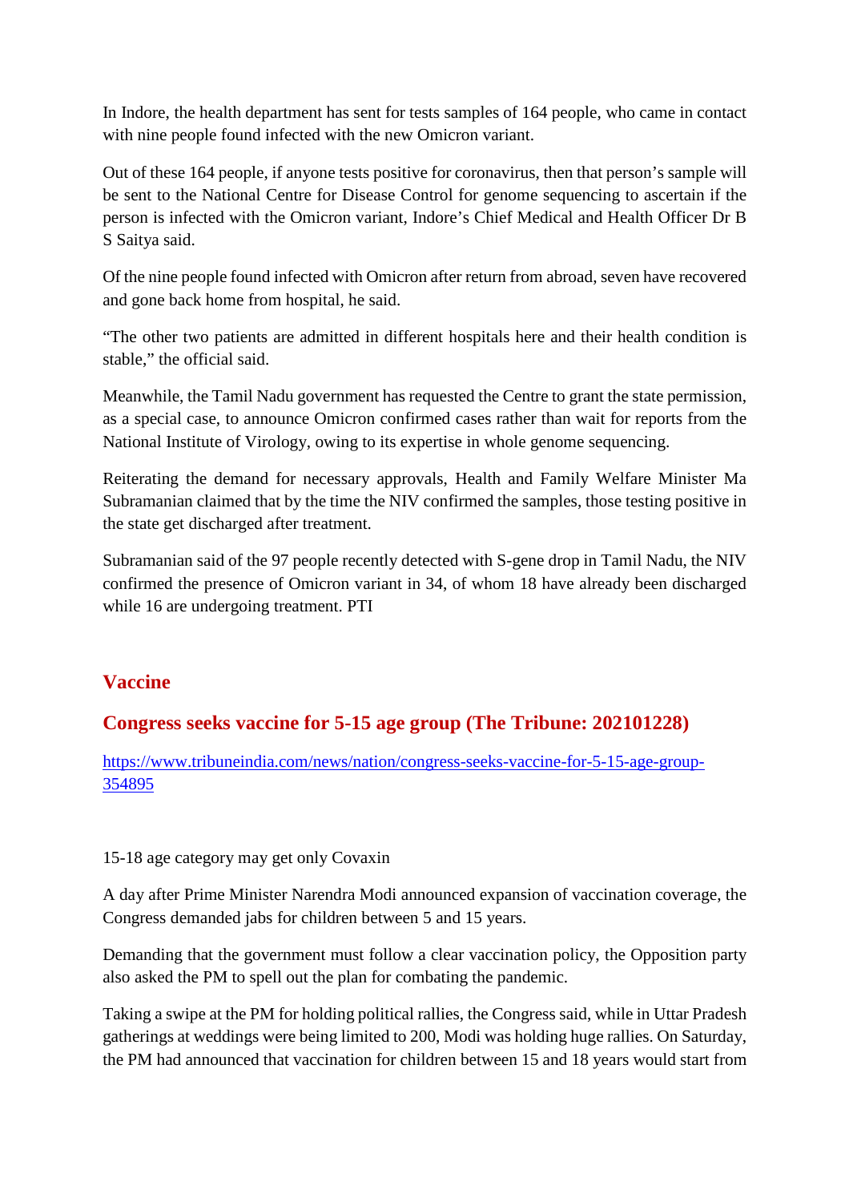In Indore, the health department has sent for tests samples of 164 people, who came in contact with nine people found infected with the new Omicron variant.

Out of these 164 people, if anyone tests positive for coronavirus, then that person's sample will be sent to the National Centre for Disease Control for genome sequencing to ascertain if the person is infected with the Omicron variant, Indore's Chief Medical and Health Officer Dr B S Saitya said.

Of the nine people found infected with Omicron after return from abroad, seven have recovered and gone back home from hospital, he said.

"The other two patients are admitted in different hospitals here and their health condition is stable," the official said.

Meanwhile, the Tamil Nadu government has requested the Centre to grant the state permission, as a special case, to announce Omicron confirmed cases rather than wait for reports from the National Institute of Virology, owing to its expertise in whole genome sequencing.

Reiterating the demand for necessary approvals, Health and Family Welfare Minister Ma Subramanian claimed that by the time the NIV confirmed the samples, those testing positive in the state get discharged after treatment.

Subramanian said of the 97 people recently detected with S-gene drop in Tamil Nadu, the NIV confirmed the presence of Omicron variant in 34, of whom 18 have already been discharged while 16 are undergoing treatment. PTI

## Vaccine

## Congress seeks vaccine for 5-15 age group (The Tribune: 202101228)

https://www.tribuneindia.com/news/nation/congress-seeks-vaccine-for-5-15-age-group-354895

15-18 age category may get only Covaxin

A day after Prime Minister Narendra Modi announced expansion of vaccination coverage, the Congress demanded jabs for children between 5 and 15 years.

Demanding that the government must follow a clear vaccination policy, the Opposition party also asked the PM to spell out the plan for combating the pandemic.

Taking a swipe at the PM for holding political rallies, the Congress said, while in Uttar Pradesh gatherings at weddings were being limited to 200, Modi was holding huge rallies. On Saturday, the PM had announced that vaccination for children between 15 and 18 years would start from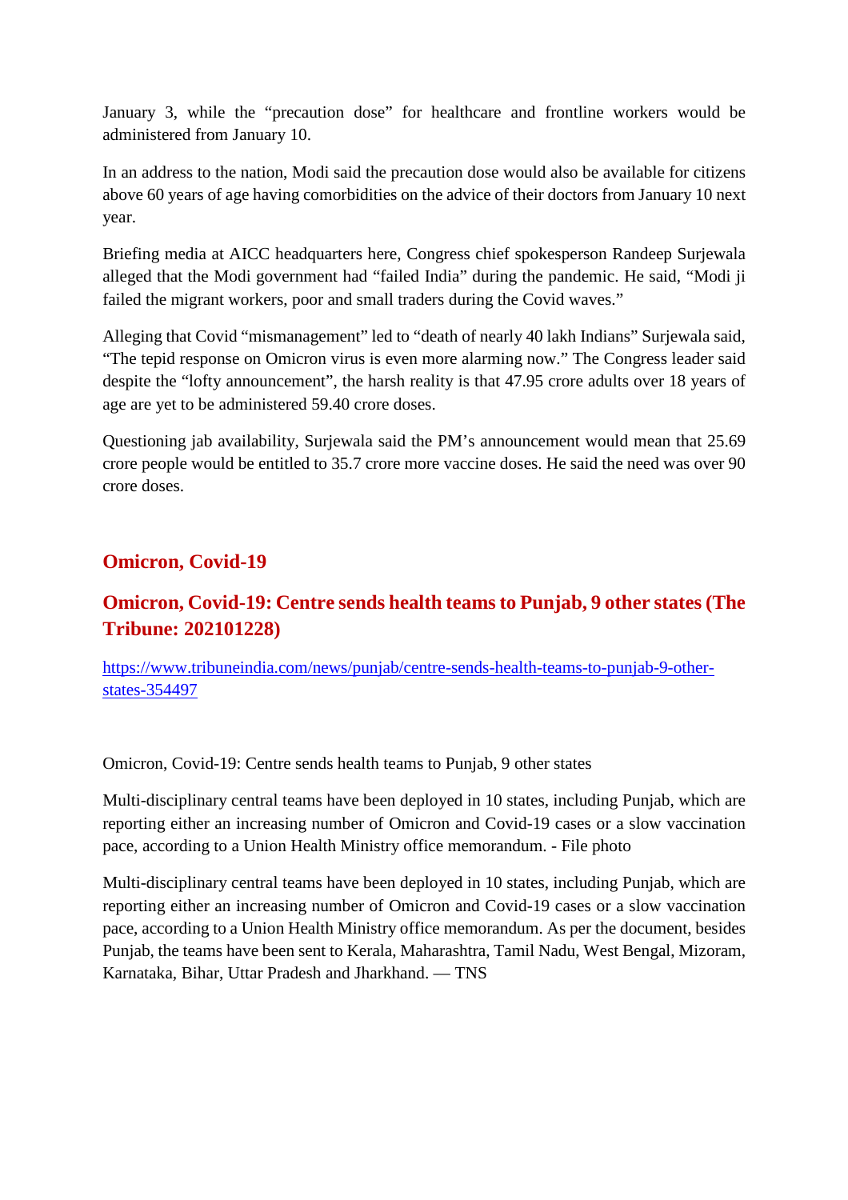January 3, while the "precaution dose" for healthcare and frontline workers would be administered from January 10.

In an address to the nation, Modi said the precaution dose would also be available for citizens above 60 years of age having comorbidities on the advice of their doctors from January 10 next year.

Briefing media at AICC headquarters here, Congress chief spokesperson Randeep Surjewala alleged that the Modi government had "failed India" during the pandemic. He said, "Modi ji failed the migrant workers, poor and small traders during the Covid waves."

Alleging that Covid "mismanagement" led to "death of nearly 40 lakh Indians" Surjewala said, "The tepid response on Omicron virus is even more alarming now." The Congress leader said despite the "lofty announcement", the harsh reality is that 47.95 crore adults over 18 years of age are yet to be administered 59.40 crore doses.

Questioning jab availability, Surjewala said the PM's announcement would mean that 25.69 crore people would be entitled to 35.7 crore more vaccine doses. He said the need was over 90 crore doses.

## Omicron, Covid-19

## Omicron, Covid-19: Centre sends health teams to Punjab, 9 other states (The Tribune: 202101228)

https://www.tribuneindia.com/news/punjab/centre-sends-health-teams-to-punjab-9-other-states-354497

Omicron, Covid-19: Centre sends health teams to Punjab, 9 other states

Multi-disciplinary central teams have been deployed in 10 states, including Punjab, which are reporting either an increasing number of Omicron and Covid-19 cases or a slow vaccination pace, according to a Union Health Ministry office memorandum. - File photo

Multi-disciplinary central teams have been deployed in 10 states, including Punjab, which are reporting either an increasing number of Omicron and Covid-19 cases or a slow vaccination pace, according to a Union Health Ministry office memorandum. As per the document, besides Punjab, the teams have been sent to Kerala, Maharashtra, Tamil Nadu, West Bengal, Mizoram, Karnataka, Bihar, Uttar Pradesh and Jharkhand. — TNS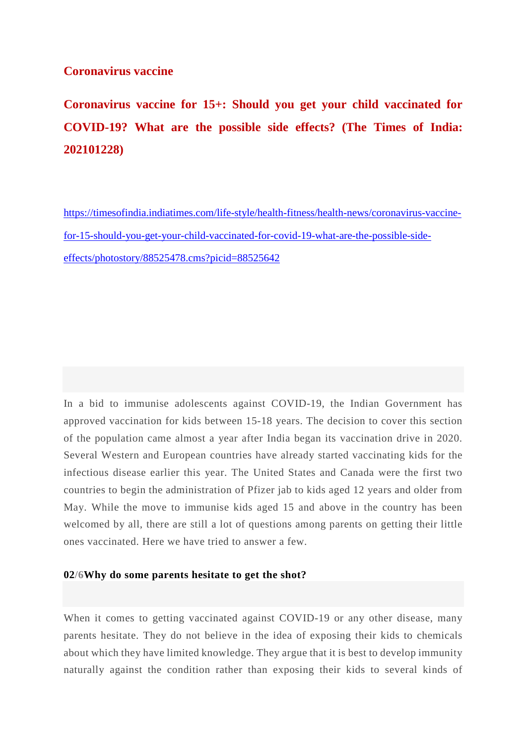## Coronavirus vaccine

## Coronavirus vaccine for 15+: Should you get your child vaccinated for COVID-19? What are the possible side effects? (The Times of India: 202101228)

https://timesofindia.indiatimes.com/life-style/health-fitness/health-news/coronavirus-vaccine-for-15-should-you-get-your-child-vaccinated-for-covid-19-what-are-the-possible-side-effects/photostory/88525478.cms?picid=88525642

In a bid to immunise adolescents against COVID-19, the Indian Government has approved vaccination for kids between 15-18 years. The decision to cover this section of the population came almost a year after India began its vaccination drive in 2020. Several Western and European countries have already started vaccinating kids for the infectious disease earlier this year. The United States and Canada were the first two countries to begin the administration of Pfizer jab to kids aged 12 years and older from May. While the move to immunise kids aged 15 and above in the country has been welcomed by all, there are still a lot of questions among parents on getting their little ones vaccinated. Here we have tried to answer a few.

**02/6 Why do some parents hesitate to get the shot?**

When it comes to getting vaccinated against COVID-19 or any other disease, many parents hesitate. They do not believe in the idea of exposing their kids to chemicals about which they have limited knowledge. They argue that it is best to develop immunity naturally against the condition rather than exposing their kids to several kinds of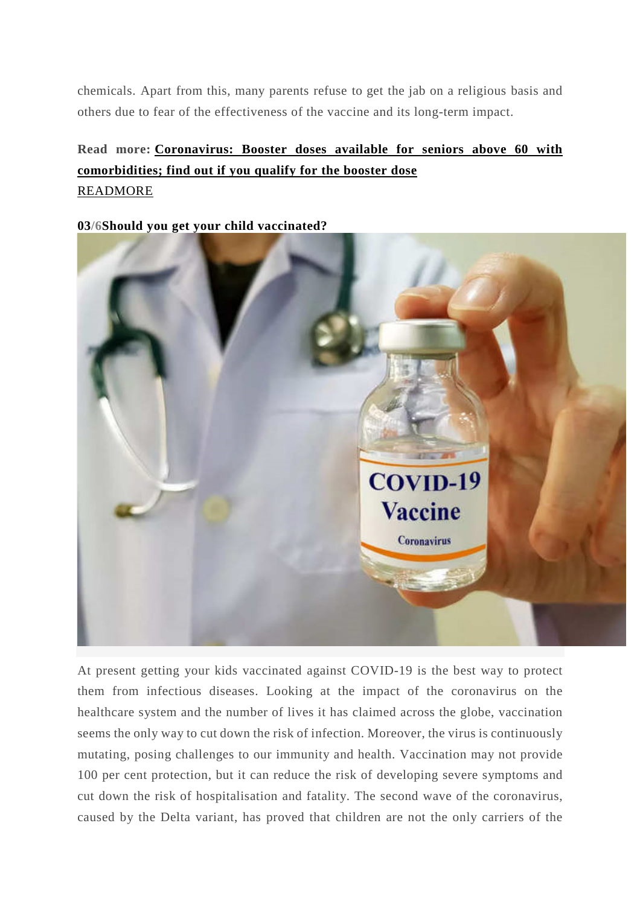chemicals. Apart from this, many parents refuse to get the jab on a religious basis and others due to fear of the effectiveness of the vaccine and its long-term impact.

**Read more:** **Coronavirus: Booster doses available for seniors above 60 with comorbidities; find out if you qualify for the booster dose**
READMORE

**03/6Should you get your child vaccinated?**

At present getting your kids vaccinated against COVID-19 is the best way to protect them from infectious diseases. Looking at the impact of the coronavirus on the healthcare system and the number of lives it has claimed across the globe, vaccination seems the only way to cut down the risk of infection. Moreover, the virus is continuously mutating, posing challenges to our immunity and health. Vaccination may not provide 100 per cent protection, but it can reduce the risk of developing severe symptoms and cut down the risk of hospitalisation and fatality. The second wave of the coronavirus, caused by the Delta variant, has proved that children are not the only carriers of the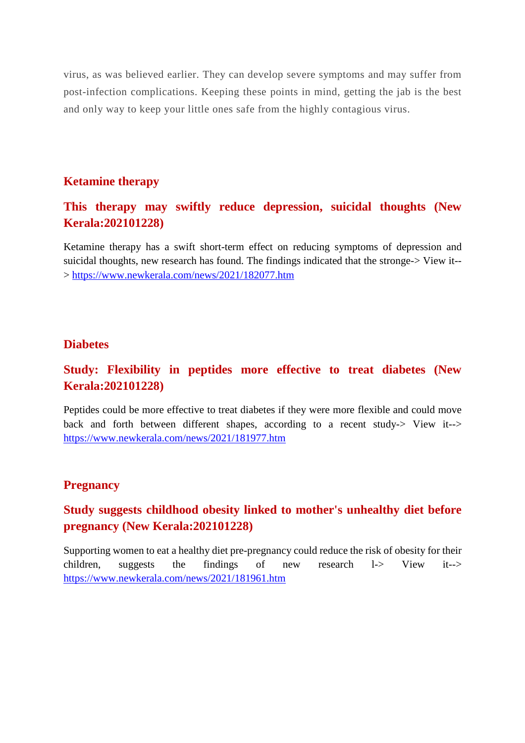virus, as was believed earlier. They can develop severe symptoms and may suffer from post-infection complications. Keeping these points in mind, getting the jab is the best and only way to keep your little ones safe from the highly contagious virus.

## Ketamine therapy

### This therapy may swiftly reduce depression, suicidal thoughts (New Kerala:202101228)

Ketamine therapy has a swift short-term effect on reducing symptoms of depression and suicidal thoughts, new research has found. The findings indicated that the stronge-> View it--> https://www.newkerala.com/news/2021/182077.htm

## Diabetes

### Study: Flexibility in peptides more effective to treat diabetes (New Kerala:202101228)

Peptides could be more effective to treat diabetes if they were more flexible and could move back and forth between different shapes, according to a recent study-> View it--> https://www.newkerala.com/news/2021/181977.htm

## Pregnancy

### Study suggests childhood obesity linked to mother's unhealthy diet before pregnancy (New Kerala:202101228)

Supporting women to eat a healthy diet pre-pregnancy could reduce the risk of obesity for their children, suggests the findings of new research l-> View it--> https://www.newkerala.com/news/2021/181961.htm